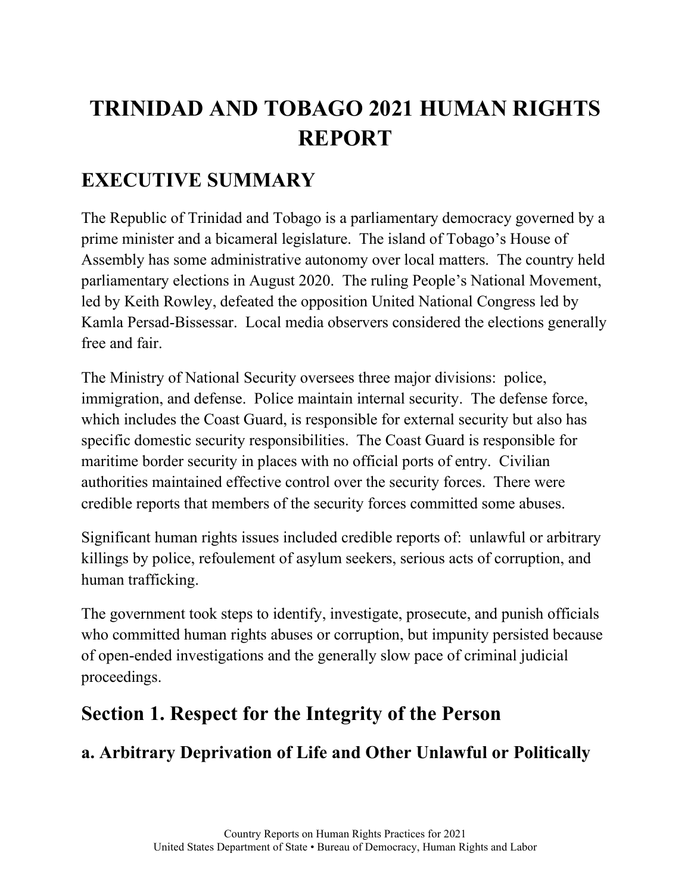# TRINIDAD AND TOBAGO 2021 HUMAN RIGHTS REPORT

## EXECUTIVE SUMMARY

The Republic of Trinidad and Tobago is a parliamentary democracy governed by a prime minister and a bicameral legislature. The island of Tobago's House of Assembly has some administrative autonomy over local matters. The country held parliamentary elections in August 2020. The ruling People's National Movement, led by Keith Rowley, defeated the opposition United National Congress led by Kamla Persad-Bissessar. Local media observers considered the elections generally free and fair.

The Ministry of National Security oversees three major divisions: police, immigration, and defense. Police maintain internal security. The defense force, which includes the Coast Guard, is responsible for external security but also has specific domestic security responsibilities. The Coast Guard is responsible for maritime border security in places with no official ports of entry. Civilian authorities maintained effective control over the security forces. There were credible reports that members of the security forces committed some abuses.

Significant human rights issues included credible reports of: unlawful or arbitrary killings by police, refoulement of asylum seekers, serious acts of corruption, and human trafficking.

The government took steps to identify, investigate, prosecute, and punish officials who committed human rights abuses or corruption, but impunity persisted because of open-ended investigations and the generally slow pace of criminal judicial proceedings.

## Section 1. Respect for the Integrity of the Person

### a. Arbitrary Deprivation of Life and Other Unlawful or Politically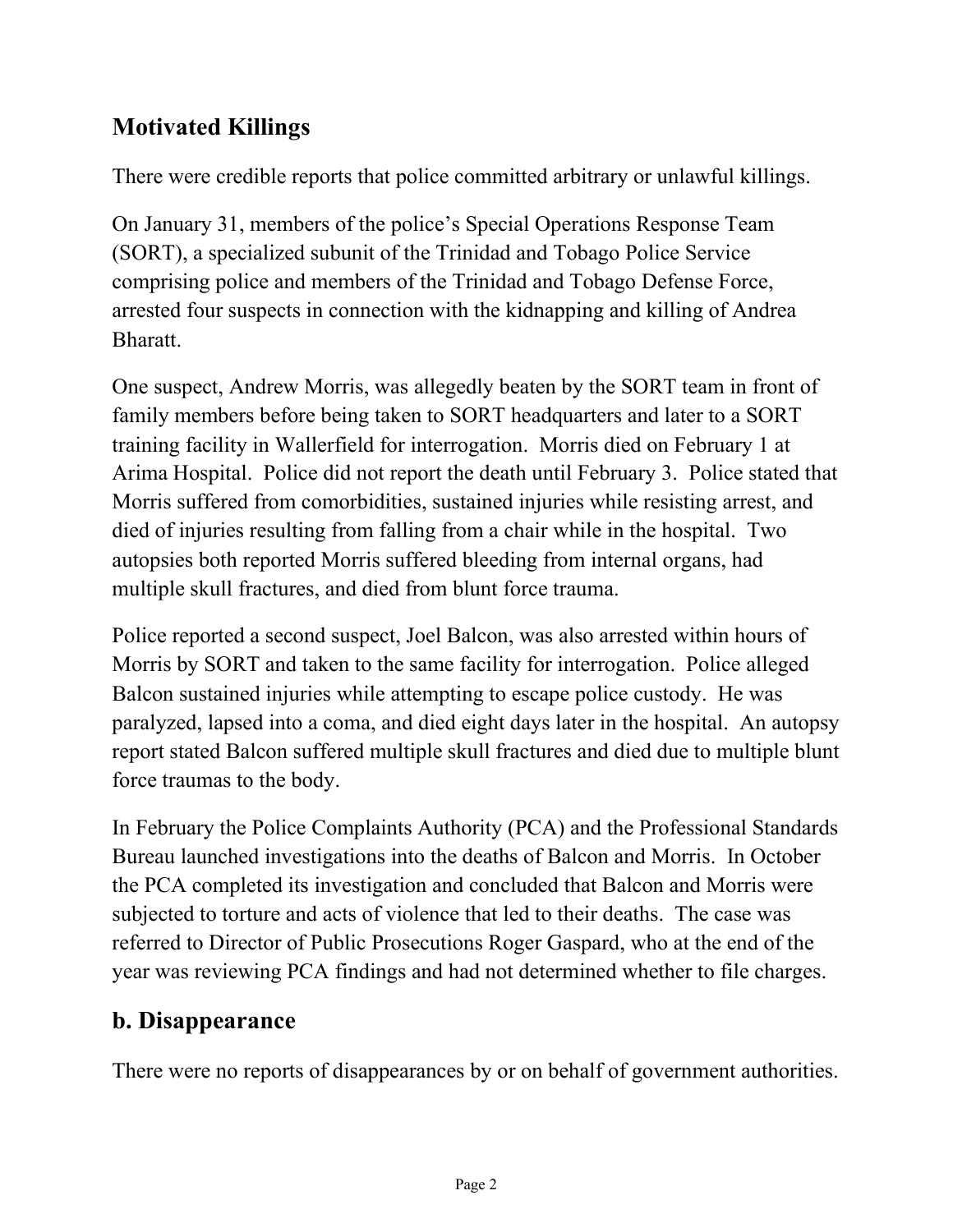## Motivated Killings

There were credible reports that police committed arbitrary or unlawful killings.

On January 31, members of the police's Special Operations Response Team (SORT), a specialized subunit of the Trinidad and Tobago Police Service comprising police and members of the Trinidad and Tobago Defense Force, arrested four suspects in connection with the kidnapping and killing of Andrea Bharatt.

One suspect, Andrew Morris, was allegedly beaten by the SORT team in front of family members before being taken to SORT headquarters and later to a SORT training facility in Wallerfield for interrogation. Morris died on February 1 at Arima Hospital. Police did not report the death until February 3. Police stated that Morris suffered from comorbidities, sustained injuries while resisting arrest, and died of injuries resulting from falling from a chair while in the hospital. Two autopsies both reported Morris suffered bleeding from internal organs, had multiple skull fractures, and died from blunt force trauma.

Police reported a second suspect, Joel Balcon, was also arrested within hours of Morris by SORT and taken to the same facility for interrogation. Police alleged Balcon sustained injuries while attempting to escape police custody. He was paralyzed, lapsed into a coma, and died eight days later in the hospital. An autopsy report stated Balcon suffered multiple skull fractures and died due to multiple blunt force traumas to the body.

In February the Police Complaints Authority (PCA) and the Professional Standards Bureau launched investigations into the deaths of Balcon and Morris. In October the PCA completed its investigation and concluded that Balcon and Morris were subjected to torture and acts of violence that led to their deaths. The case was referred to Director of Public Prosecutions Roger Gaspard, who at the end of the year was reviewing PCA findings and had not determined whether to file charges.

## b. Disappearance

There were no reports of disappearances by or on behalf of government authorities.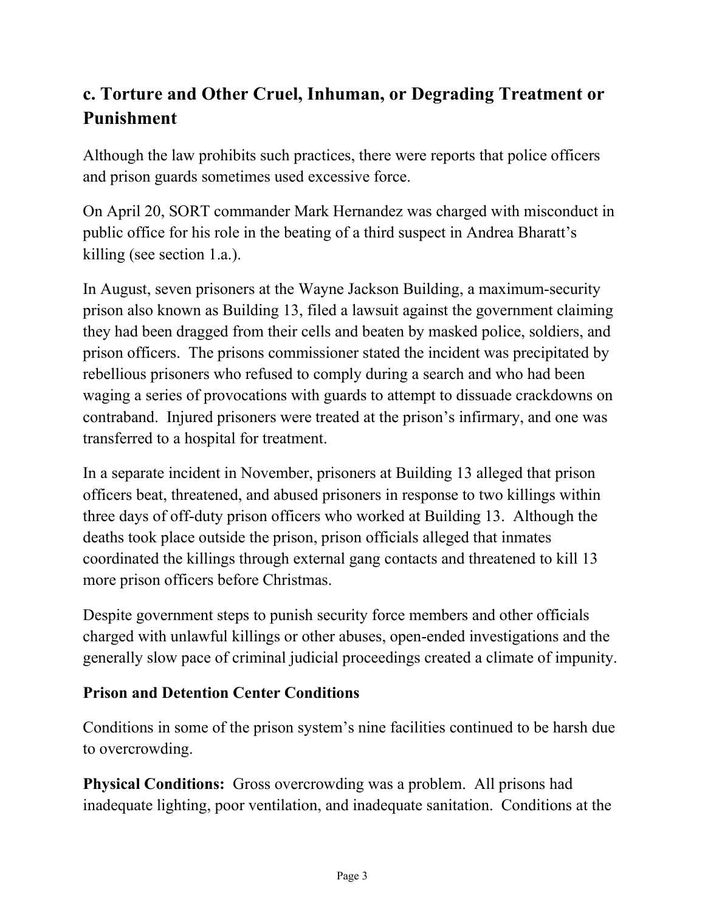## c. Torture and Other Cruel, Inhuman, or Degrading Treatment or Punishment

Although the law prohibits such practices, there were reports that police officers and prison guards sometimes used excessive force.

On April 20, SORT commander Mark Hernandez was charged with misconduct in public office for his role in the beating of a third suspect in Andrea Bharatt's killing (see section 1.a.).

In August, seven prisoners at the Wayne Jackson Building, a maximum-security prison also known as Building 13, filed a lawsuit against the government claiming they had been dragged from their cells and beaten by masked police, soldiers, and prison officers. The prisons commissioner stated the incident was precipitated by rebellious prisoners who refused to comply during a search and who had been waging a series of provocations with guards to attempt to dissuade crackdowns on contraband. Injured prisoners were treated at the prison's infirmary, and one was transferred to a hospital for treatment.

In a separate incident in November, prisoners at Building 13 alleged that prison officers beat, threatened, and abused prisoners in response to two killings within three days of off-duty prison officers who worked at Building 13. Although the deaths took place outside the prison, prison officials alleged that inmates coordinated the killings through external gang contacts and threatened to kill 13 more prison officers before Christmas.

Despite government steps to punish security force members and other officials charged with unlawful killings or other abuses, open-ended investigations and the generally slow pace of criminal judicial proceedings created a climate of impunity.

### Prison and Detention Center Conditions

Conditions in some of the prison system's nine facilities continued to be harsh due to overcrowding.

**Physical Conditions:** Gross overcrowding was a problem. All prisons had inadequate lighting, poor ventilation, and inadequate sanitation. Conditions at the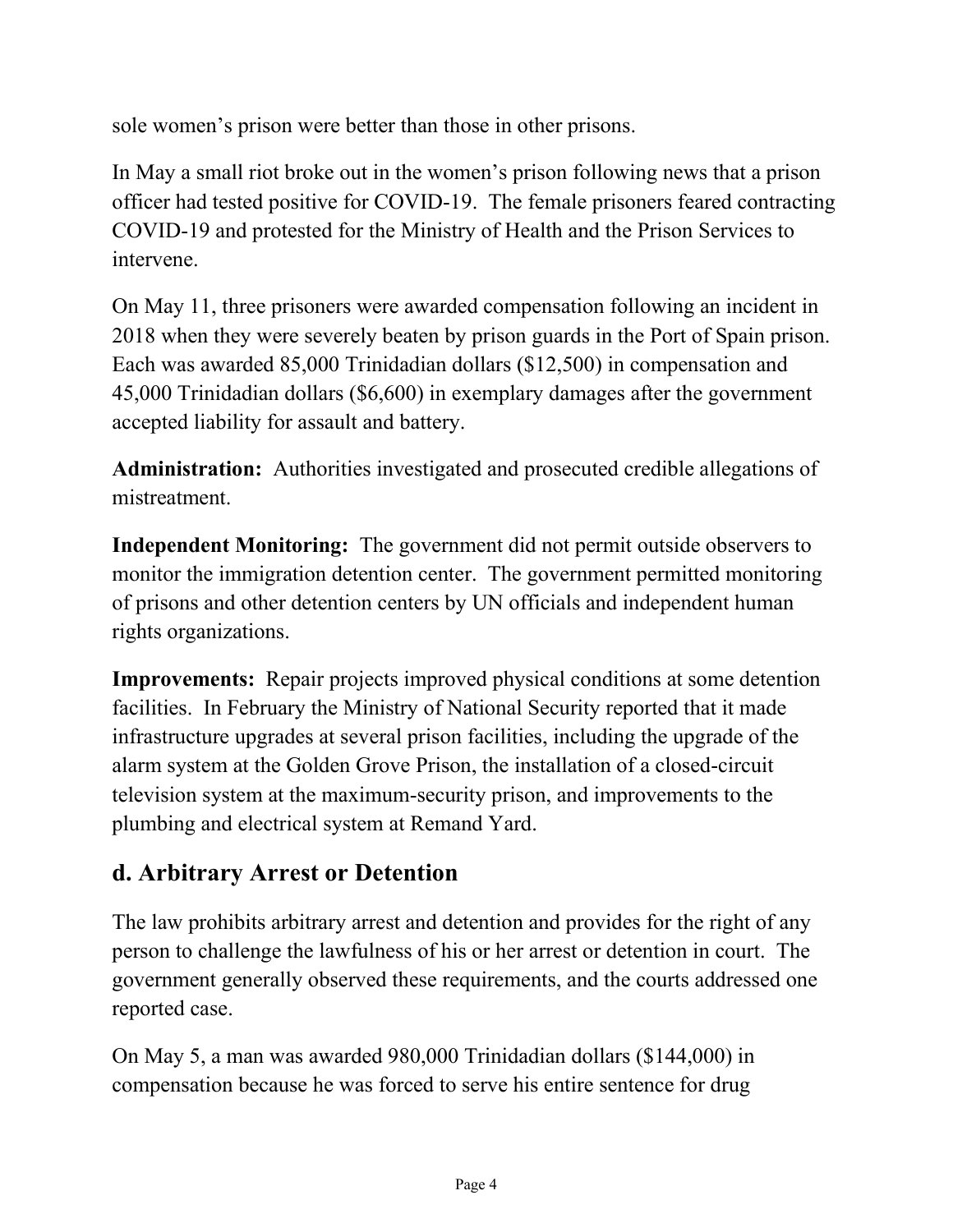sole women's prison were better than those in other prisons.

In May a small riot broke out in the women's prison following news that a prison officer had tested positive for COVID-19. The female prisoners feared contracting COVID-19 and protested for the Ministry of Health and the Prison Services to intervene.

On May 11, three prisoners were awarded compensation following an incident in 2018 when they were severely beaten by prison guards in the Port of Spain prison. Each was awarded 85,000 Trinidadian dollars ($12,500) in compensation and 45,000 Trinidadian dollars ($6,600) in exemplary damages after the government accepted liability for assault and battery.

**Administration:** Authorities investigated and prosecuted credible allegations of mistreatment.

**Independent Monitoring:** The government did not permit outside observers to monitor the immigration detention center. The government permitted monitoring of prisons and other detention centers by UN officials and independent human rights organizations.

**Improvements:** Repair projects improved physical conditions at some detention facilities. In February the Ministry of National Security reported that it made infrastructure upgrades at several prison facilities, including the upgrade of the alarm system at the Golden Grove Prison, the installation of a closed-circuit television system at the maximum-security prison, and improvements to the plumbing and electrical system at Remand Yard.

## d. Arbitrary Arrest or Detention

The law prohibits arbitrary arrest and detention and provides for the right of any person to challenge the lawfulness of his or her arrest or detention in court. The government generally observed these requirements, and the courts addressed one reported case.

On May 5, a man was awarded 980,000 Trinidadian dollars ($144,000) in compensation because he was forced to serve his entire sentence for drug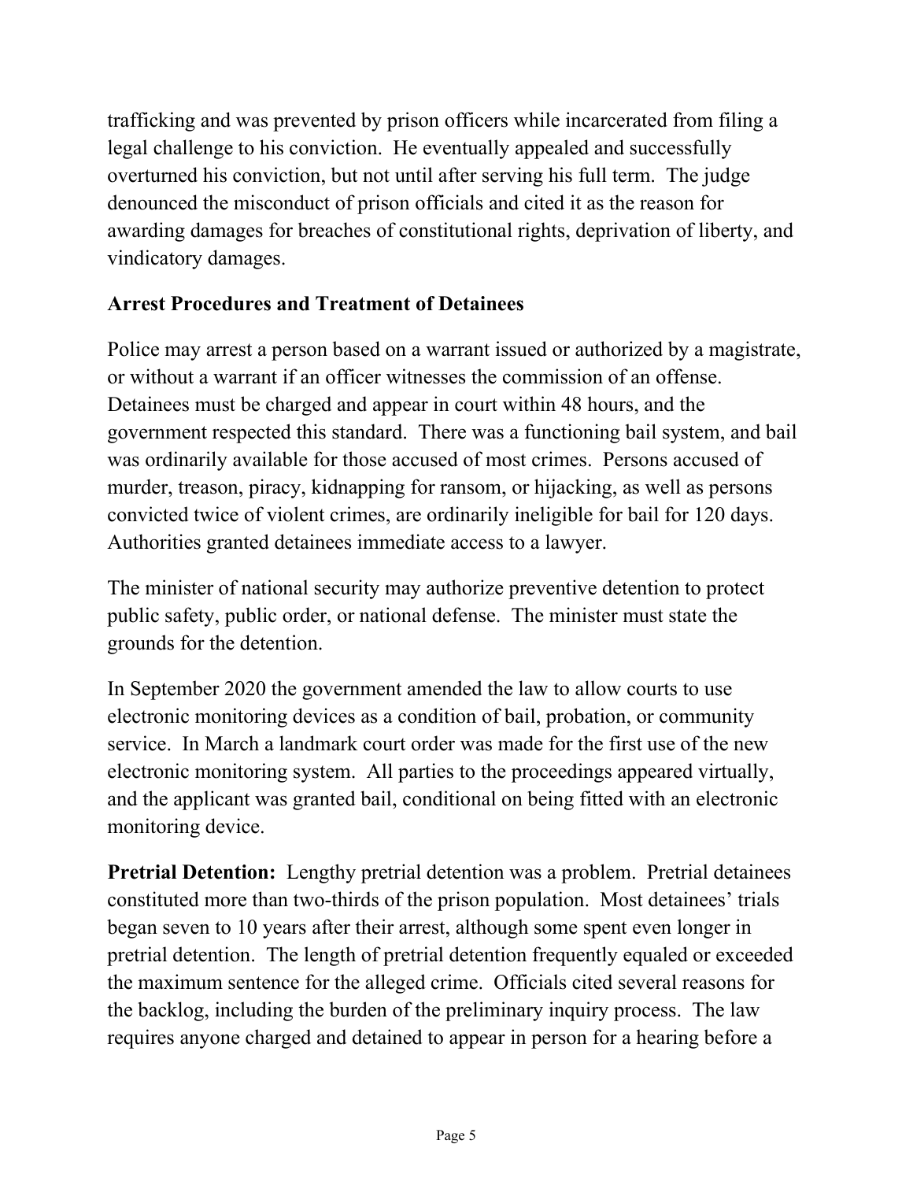trafficking and was prevented by prison officers while incarcerated from filing a legal challenge to his conviction. He eventually appealed and successfully overturned his conviction, but not until after serving his full term. The judge denounced the misconduct of prison officials and cited it as the reason for awarding damages for breaches of constitutional rights, deprivation of liberty, and vindicatory damages.

**Arrest Procedures and Treatment of Detainees**

Police may arrest a person based on a warrant issued or authorized by a magistrate, or without a warrant if an officer witnesses the commission of an offense. Detainees must be charged and appear in court within 48 hours, and the government respected this standard. There was a functioning bail system, and bail was ordinarily available for those accused of most crimes. Persons accused of murder, treason, piracy, kidnapping for ransom, or hijacking, as well as persons convicted twice of violent crimes, are ordinarily ineligible for bail for 120 days. Authorities granted detainees immediate access to a lawyer.

The minister of national security may authorize preventive detention to protect public safety, public order, or national defense. The minister must state the grounds for the detention.

In September 2020 the government amended the law to allow courts to use electronic monitoring devices as a condition of bail, probation, or community service. In March a landmark court order was made for the first use of the new electronic monitoring system. All parties to the proceedings appeared virtually, and the applicant was granted bail, conditional on being fitted with an electronic monitoring device.

**Pretrial Detention:** Lengthy pretrial detention was a problem. Pretrial detainees constituted more than two-thirds of the prison population. Most detainees' trials began seven to 10 years after their arrest, although some spent even longer in pretrial detention. The length of pretrial detention frequently equaled or exceeded the maximum sentence for the alleged crime. Officials cited several reasons for the backlog, including the burden of the preliminary inquiry process. The law requires anyone charged and detained to appear in person for a hearing before a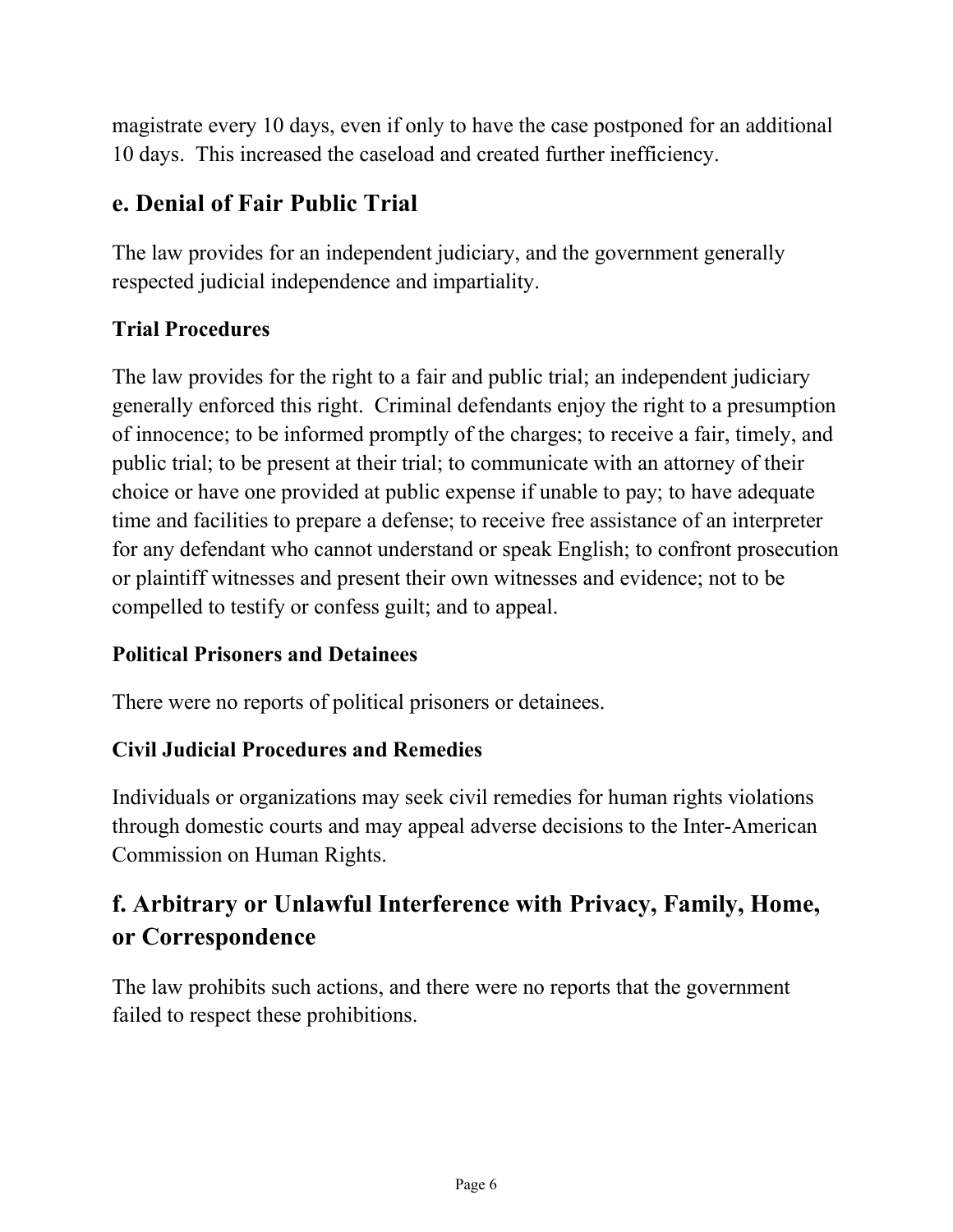magistrate every 10 days, even if only to have the case postponed for an additional 10 days. This increased the caseload and created further inefficiency.

## e. Denial of Fair Public Trial

The law provides for an independent judiciary, and the government generally respected judicial independence and impartiality.

### Trial Procedures

The law provides for the right to a fair and public trial; an independent judiciary generally enforced this right. Criminal defendants enjoy the right to a presumption of innocence; to be informed promptly of the charges; to receive a fair, timely, and public trial; to be present at their trial; to communicate with an attorney of their choice or have one provided at public expense if unable to pay; to have adequate time and facilities to prepare a defense; to receive free assistance of an interpreter for any defendant who cannot understand or speak English; to confront prosecution or plaintiff witnesses and present their own witnesses and evidence; not to be compelled to testify or confess guilt; and to appeal.

### Political Prisoners and Detainees

There were no reports of political prisoners or detainees.

### Civil Judicial Procedures and Remedies

Individuals or organizations may seek civil remedies for human rights violations through domestic courts and may appeal adverse decisions to the Inter-American Commission on Human Rights.

## f. Arbitrary or Unlawful Interference with Privacy, Family, Home, or Correspondence

The law prohibits such actions, and there were no reports that the government failed to respect these prohibitions.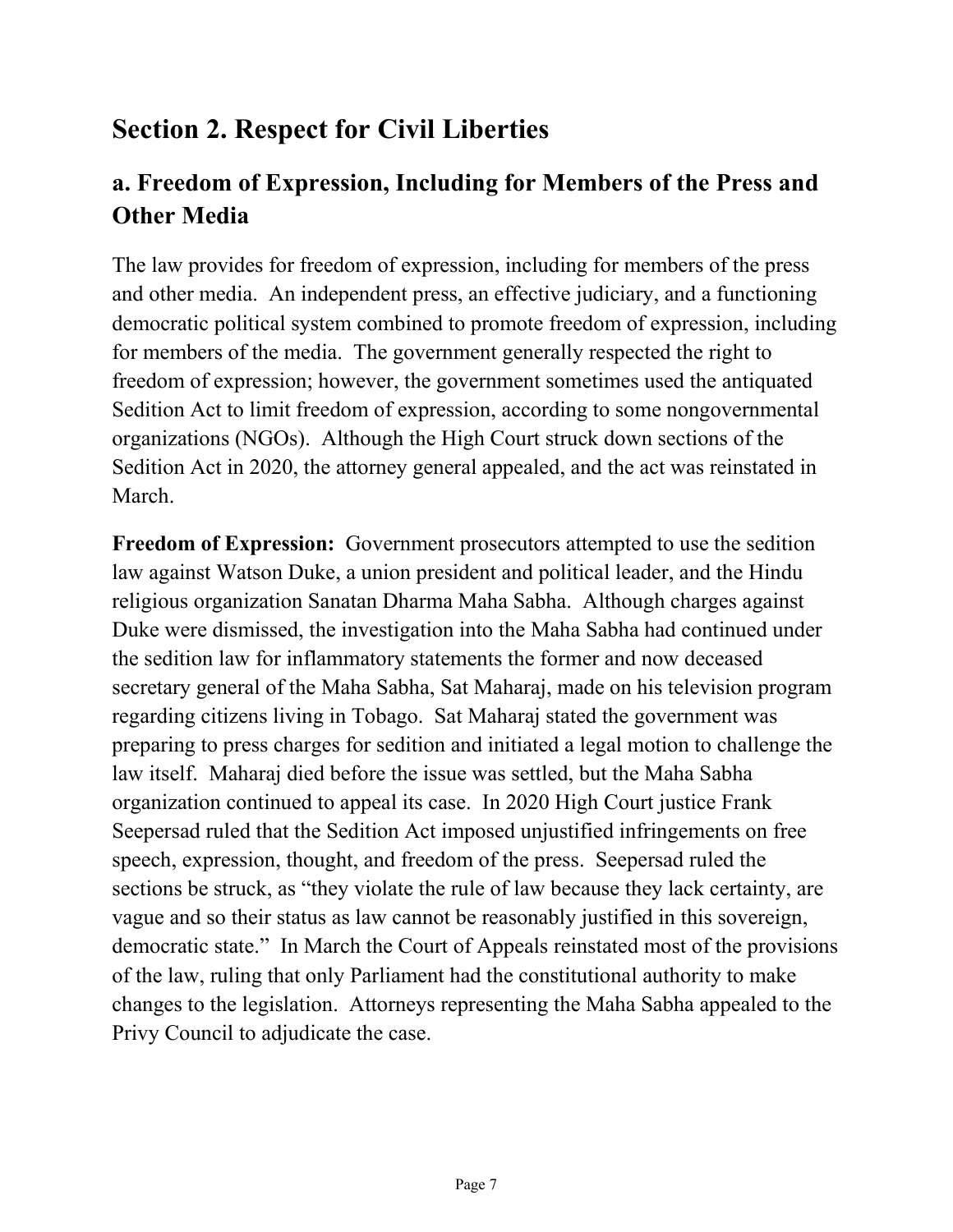## Section 2. Respect for Civil Liberties

### a. Freedom of Expression, Including for Members of the Press and Other Media

The law provides for freedom of expression, including for members of the press and other media. An independent press, an effective judiciary, and a functioning democratic political system combined to promote freedom of expression, including for members of the media. The government generally respected the right to freedom of expression; however, the government sometimes used the antiquated Sedition Act to limit freedom of expression, according to some nongovernmental organizations (NGOs). Although the High Court struck down sections of the Sedition Act in 2020, the attorney general appealed, and the act was reinstated in March.

**Freedom of Expression:** Government prosecutors attempted to use the sedition law against Watson Duke, a union president and political leader, and the Hindu religious organization Sanatan Dharma Maha Sabha. Although charges against Duke were dismissed, the investigation into the Maha Sabha had continued under the sedition law for inflammatory statements the former and now deceased secretary general of the Maha Sabha, Sat Maharaj, made on his television program regarding citizens living in Tobago. Sat Maharaj stated the government was preparing to press charges for sedition and initiated a legal motion to challenge the law itself. Maharaj died before the issue was settled, but the Maha Sabha organization continued to appeal its case. In 2020 High Court justice Frank Seepersad ruled that the Sedition Act imposed unjustified infringements on free speech, expression, thought, and freedom of the press. Seepersad ruled the sections be struck, as "they violate the rule of law because they lack certainty, are vague and so their status as law cannot be reasonably justified in this sovereign, democratic state." In March the Court of Appeals reinstated most of the provisions of the law, ruling that only Parliament had the constitutional authority to make changes to the legislation. Attorneys representing the Maha Sabha appealed to the Privy Council to adjudicate the case.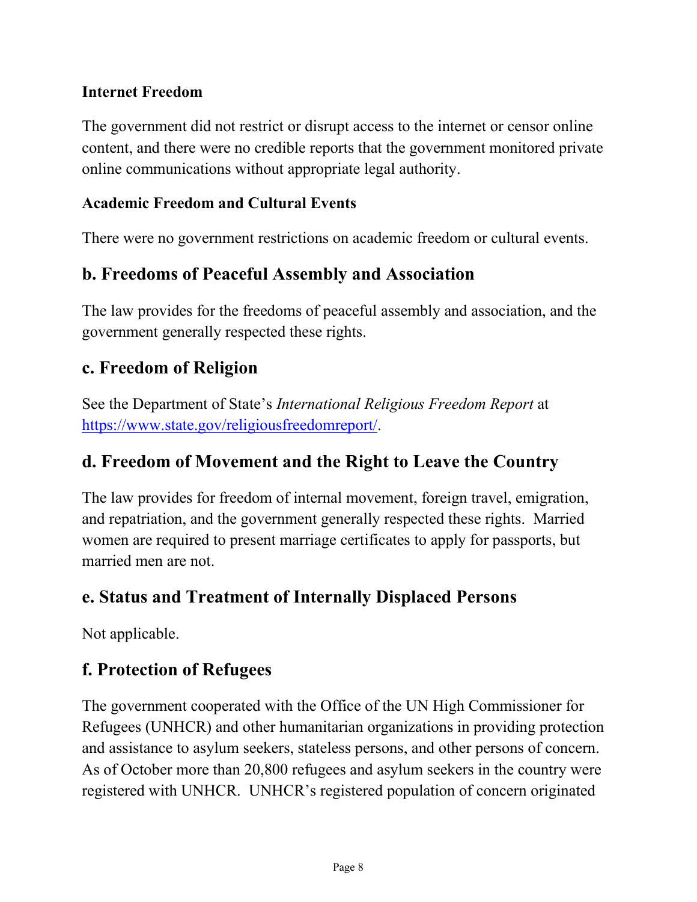#### Internet Freedom

The government did not restrict or disrupt access to the internet or censor online content, and there were no credible reports that the government monitored private online communications without appropriate legal authority.

#### Academic Freedom and Cultural Events

There were no government restrictions on academic freedom or cultural events.

### b. Freedoms of Peaceful Assembly and Association

The law provides for the freedoms of peaceful assembly and association, and the government generally respected these rights.

### c. Freedom of Religion

See the Department of State's *International Religious Freedom Report* at [https://www.state.gov/religiousfreedomreport/](https://www.state.gov/religiousfreedomreport/).

### d. Freedom of Movement and the Right to Leave the Country

The law provides for freedom of internal movement, foreign travel, emigration, and repatriation, and the government generally respected these rights. Married women are required to present marriage certificates to apply for passports, but married men are not.

### e. Status and Treatment of Internally Displaced Persons

Not applicable.

### f. Protection of Refugees

The government cooperated with the Office of the UN High Commissioner for Refugees (UNHCR) and other humanitarian organizations in providing protection and assistance to asylum seekers, stateless persons, and other persons of concern. As of October more than 20,800 refugees and asylum seekers in the country were registered with UNHCR. UNHCR's registered population of concern originated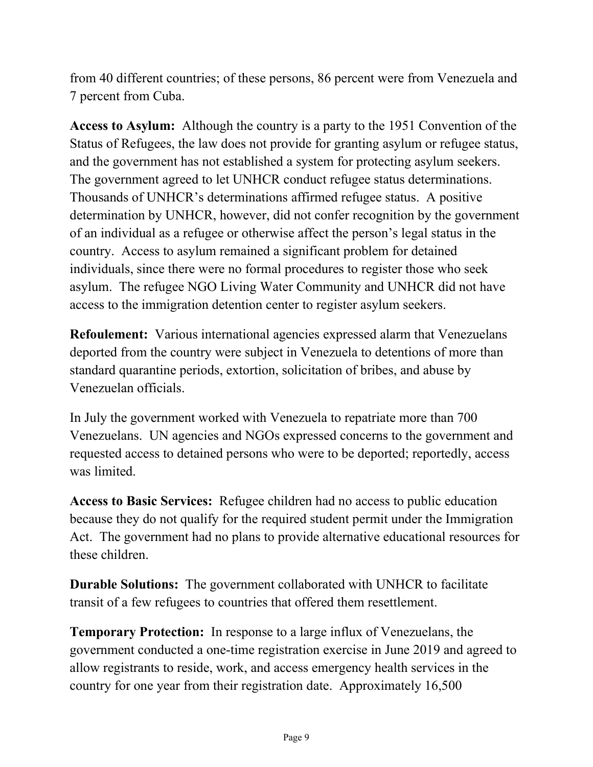from 40 different countries; of these persons, 86 percent were from Venezuela and 7 percent from Cuba.

**Access to Asylum:** Although the country is a party to the 1951 Convention of the Status of Refugees, the law does not provide for granting asylum or refugee status, and the government has not established a system for protecting asylum seekers. The government agreed to let UNHCR conduct refugee status determinations. Thousands of UNHCR's determinations affirmed refugee status. A positive determination by UNHCR, however, did not confer recognition by the government of an individual as a refugee or otherwise affect the person's legal status in the country. Access to asylum remained a significant problem for detained individuals, since there were no formal procedures to register those who seek asylum. The refugee NGO Living Water Community and UNHCR did not have access to the immigration detention center to register asylum seekers.

**Refoulement:** Various international agencies expressed alarm that Venezuelans deported from the country were subject in Venezuela to detentions of more than standard quarantine periods, extortion, solicitation of bribes, and abuse by Venezuelan officials.

In July the government worked with Venezuela to repatriate more than 700 Venezuelans. UN agencies and NGOs expressed concerns to the government and requested access to detained persons who were to be deported; reportedly, access was limited.

**Access to Basic Services:** Refugee children had no access to public education because they do not qualify for the required student permit under the Immigration Act. The government had no plans to provide alternative educational resources for these children.

**Durable Solutions:** The government collaborated with UNHCR to facilitate transit of a few refugees to countries that offered them resettlement.

**Temporary Protection:** In response to a large influx of Venezuelans, the government conducted a one-time registration exercise in June 2019 and agreed to allow registrants to reside, work, and access emergency health services in the country for one year from their registration date. Approximately 16,500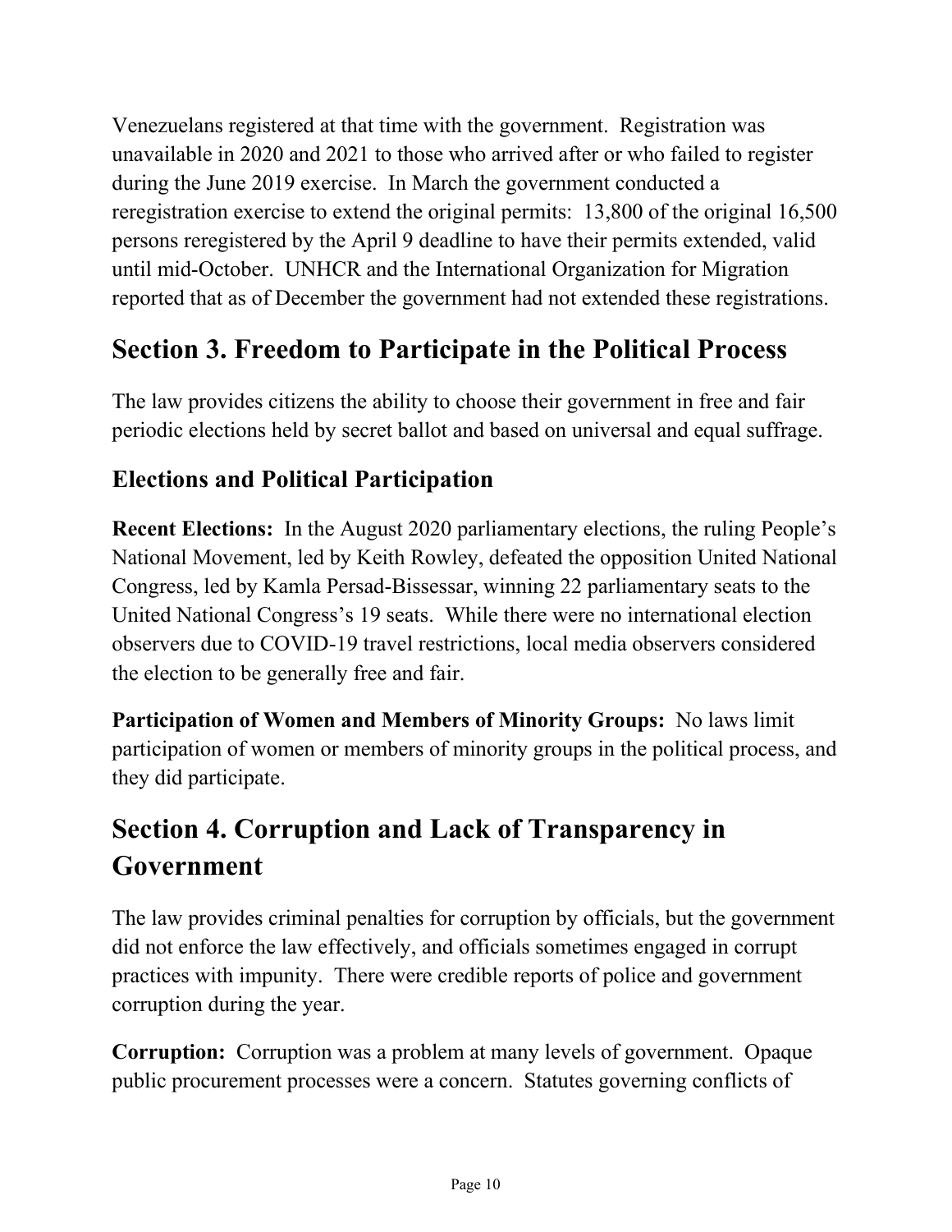Venezuelans registered at that time with the government. Registration was unavailable in 2020 and 2021 to those who arrived after or who failed to register during the June 2019 exercise. In March the government conducted a reregistration exercise to extend the original permits: 13,800 of the original 16,500 persons reregistered by the April 9 deadline to have their permits extended, valid until mid-October. UNHCR and the International Organization for Migration reported that as of December the government had not extended these registrations.

## Section 3. Freedom to Participate in the Political Process

The law provides citizens the ability to choose their government in free and fair periodic elections held by secret ballot and based on universal and equal suffrage.

### Elections and Political Participation

**Recent Elections:** In the August 2020 parliamentary elections, the ruling People's National Movement, led by Keith Rowley, defeated the opposition United National Congress, led by Kamla Persad-Bissessar, winning 22 parliamentary seats to the United National Congress's 19 seats. While there were no international election observers due to COVID-19 travel restrictions, local media observers considered the election to be generally free and fair.

**Participation of Women and Members of Minority Groups:** No laws limit participation of women or members of minority groups in the political process, and they did participate.

## Section 4. Corruption and Lack of Transparency in Government

The law provides criminal penalties for corruption by officials, but the government did not enforce the law effectively, and officials sometimes engaged in corrupt practices with impunity. There were credible reports of police and government corruption during the year.

**Corruption:** Corruption was a problem at many levels of government. Opaque public procurement processes were a concern. Statutes governing conflicts of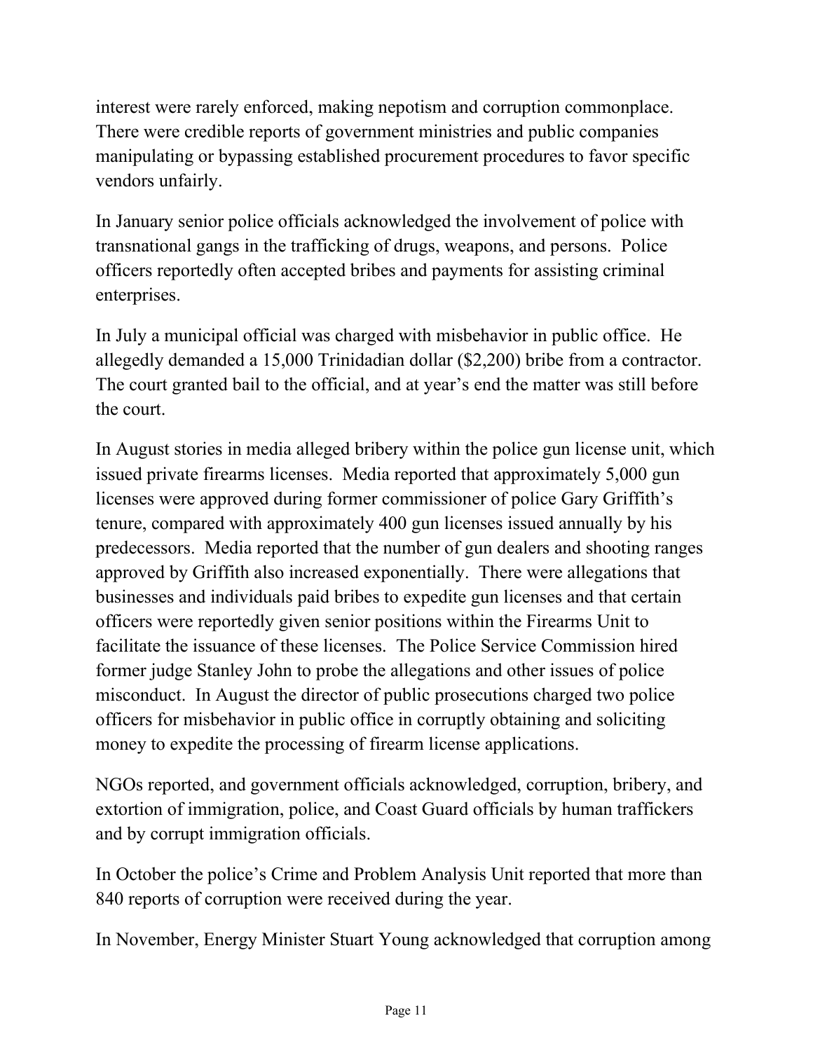interest were rarely enforced, making nepotism and corruption commonplace. There were credible reports of government ministries and public companies manipulating or bypassing established procurement procedures to favor specific vendors unfairly.

In January senior police officials acknowledged the involvement of police with transnational gangs in the trafficking of drugs, weapons, and persons. Police officers reportedly often accepted bribes and payments for assisting criminal enterprises.

In July a municipal official was charged with misbehavior in public office. He allegedly demanded a 15,000 Trinidadian dollar ($2,200) bribe from a contractor. The court granted bail to the official, and at year's end the matter was still before the court.

In August stories in media alleged bribery within the police gun license unit, which issued private firearms licenses. Media reported that approximately 5,000 gun licenses were approved during former commissioner of police Gary Griffith's tenure, compared with approximately 400 gun licenses issued annually by his predecessors. Media reported that the number of gun dealers and shooting ranges approved by Griffith also increased exponentially. There were allegations that businesses and individuals paid bribes to expedite gun licenses and that certain officers were reportedly given senior positions within the Firearms Unit to facilitate the issuance of these licenses. The Police Service Commission hired former judge Stanley John to probe the allegations and other issues of police misconduct. In August the director of public prosecutions charged two police officers for misbehavior in public office in corruptly obtaining and soliciting money to expedite the processing of firearm license applications.

NGOs reported, and government officials acknowledged, corruption, bribery, and extortion of immigration, police, and Coast Guard officials by human traffickers and by corrupt immigration officials.

In October the police's Crime and Problem Analysis Unit reported that more than 840 reports of corruption were received during the year.

In November, Energy Minister Stuart Young acknowledged that corruption among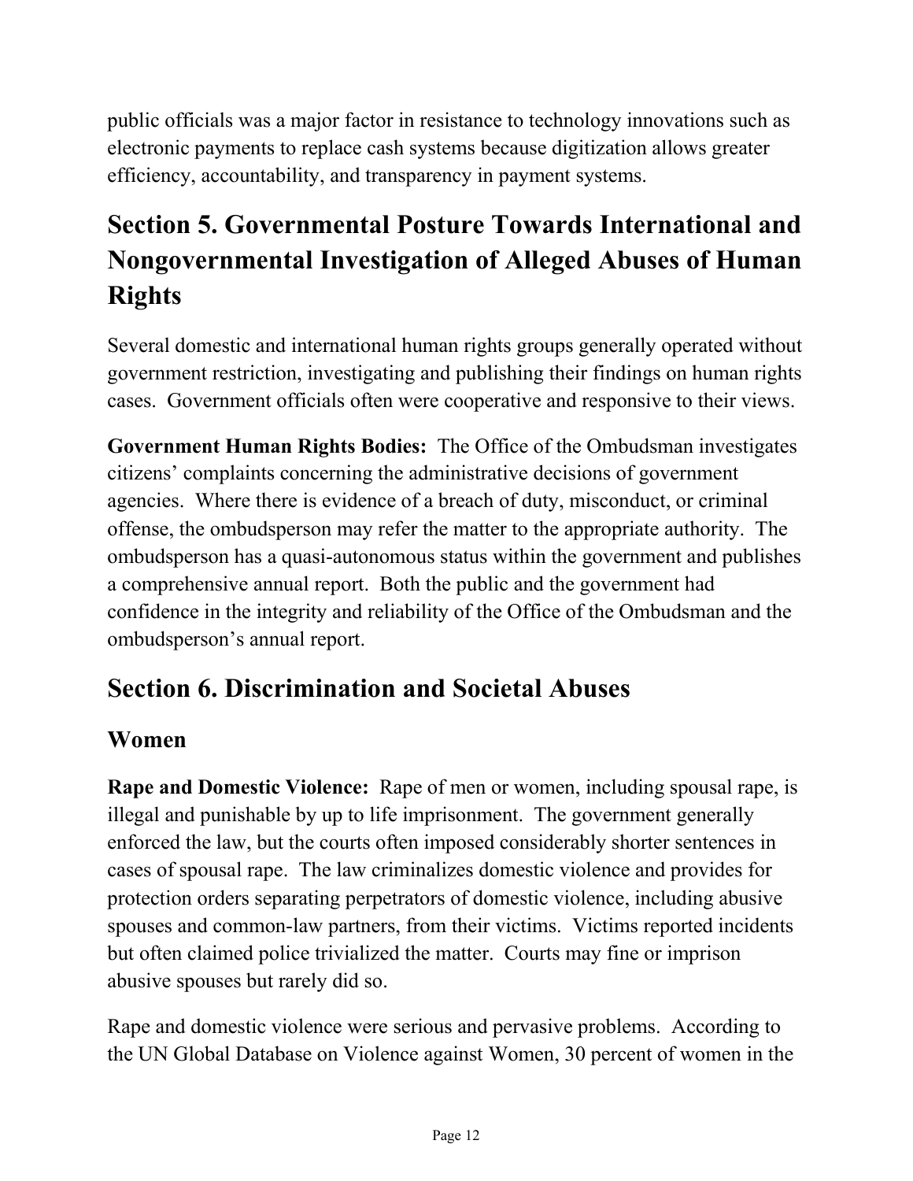public officials was a major factor in resistance to technology innovations such as electronic payments to replace cash systems because digitization allows greater efficiency, accountability, and transparency in payment systems.

## Section 5. Governmental Posture Towards International and Nongovernmental Investigation of Alleged Abuses of Human Rights

Several domestic and international human rights groups generally operated without government restriction, investigating and publishing their findings on human rights cases. Government officials often were cooperative and responsive to their views.

**Government Human Rights Bodies:** The Office of the Ombudsman investigates citizens' complaints concerning the administrative decisions of government agencies. Where there is evidence of a breach of duty, misconduct, or criminal offense, the ombudsperson may refer the matter to the appropriate authority. The ombudsperson has a quasi-autonomous status within the government and publishes a comprehensive annual report. Both the public and the government had confidence in the integrity and reliability of the Office of the Ombudsman and the ombudsperson's annual report.

## Section 6. Discrimination and Societal Abuses

### Women

**Rape and Domestic Violence:** Rape of men or women, including spousal rape, is illegal and punishable by up to life imprisonment. The government generally enforced the law, but the courts often imposed considerably shorter sentences in cases of spousal rape. The law criminalizes domestic violence and provides for protection orders separating perpetrators of domestic violence, including abusive spouses and common-law partners, from their victims. Victims reported incidents but often claimed police trivialized the matter. Courts may fine or imprison abusive spouses but rarely did so.

Rape and domestic violence were serious and pervasive problems. According to the UN Global Database on Violence against Women, 30 percent of women in the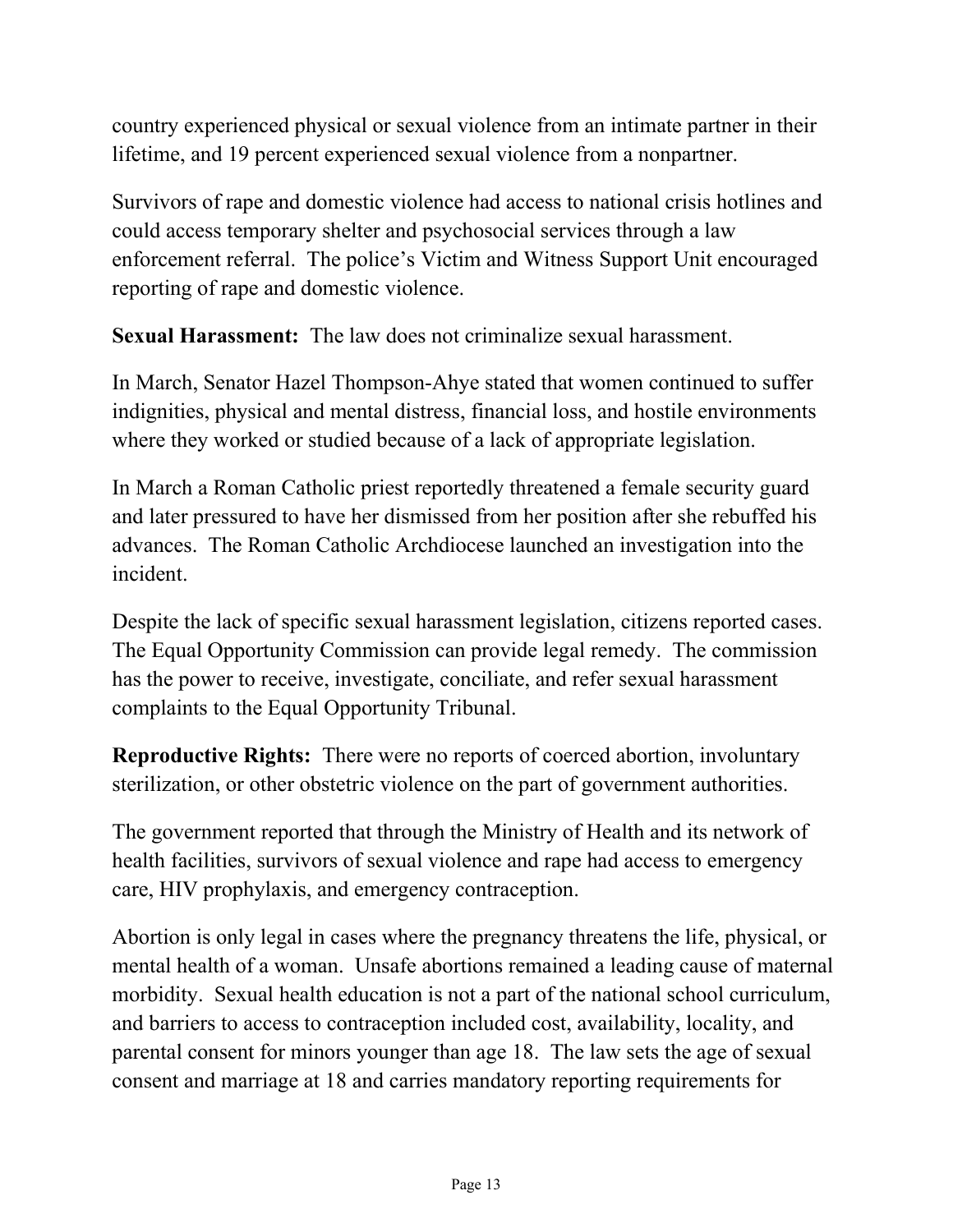country experienced physical or sexual violence from an intimate partner in their lifetime, and 19 percent experienced sexual violence from a nonpartner.

Survivors of rape and domestic violence had access to national crisis hotlines and could access temporary shelter and psychosocial services through a law enforcement referral. The police's Victim and Witness Support Unit encouraged reporting of rape and domestic violence.

**Sexual Harassment:** The law does not criminalize sexual harassment.

In March, Senator Hazel Thompson-Ahye stated that women continued to suffer indignities, physical and mental distress, financial loss, and hostile environments where they worked or studied because of a lack of appropriate legislation.

In March a Roman Catholic priest reportedly threatened a female security guard and later pressured to have her dismissed from her position after she rebuffed his advances. The Roman Catholic Archdiocese launched an investigation into the incident.

Despite the lack of specific sexual harassment legislation, citizens reported cases. The Equal Opportunity Commission can provide legal remedy. The commission has the power to receive, investigate, conciliate, and refer sexual harassment complaints to the Equal Opportunity Tribunal.

**Reproductive Rights:** There were no reports of coerced abortion, involuntary sterilization, or other obstetric violence on the part of government authorities.

The government reported that through the Ministry of Health and its network of health facilities, survivors of sexual violence and rape had access to emergency care, HIV prophylaxis, and emergency contraception.

Abortion is only legal in cases where the pregnancy threatens the life, physical, or mental health of a woman. Unsafe abortions remained a leading cause of maternal morbidity. Sexual health education is not a part of the national school curriculum, and barriers to access to contraception included cost, availability, locality, and parental consent for minors younger than age 18. The law sets the age of sexual consent and marriage at 18 and carries mandatory reporting requirements for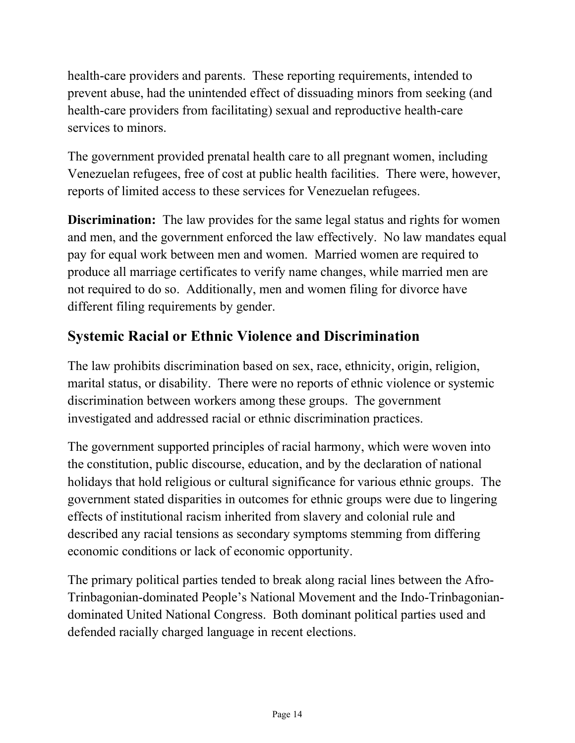health-care providers and parents. These reporting requirements, intended to prevent abuse, had the unintended effect of dissuading minors from seeking (and health-care providers from facilitating) sexual and reproductive health-care services to minors.

The government provided prenatal health care to all pregnant women, including Venezuelan refugees, free of cost at public health facilities. There were, however, reports of limited access to these services for Venezuelan refugees.

**Discrimination:** The law provides for the same legal status and rights for women and men, and the government enforced the law effectively. No law mandates equal pay for equal work between men and women. Married women are required to produce all marriage certificates to verify name changes, while married men are not required to do so. Additionally, men and women filing for divorce have different filing requirements by gender.

## Systemic Racial or Ethnic Violence and Discrimination

The law prohibits discrimination based on sex, race, ethnicity, origin, religion, marital status, or disability. There were no reports of ethnic violence or systemic discrimination between workers among these groups. The government investigated and addressed racial or ethnic discrimination practices.

The government supported principles of racial harmony, which were woven into the constitution, public discourse, education, and by the declaration of national holidays that hold religious or cultural significance for various ethnic groups. The government stated disparities in outcomes for ethnic groups were due to lingering effects of institutional racism inherited from slavery and colonial rule and described any racial tensions as secondary symptoms stemming from differing economic conditions or lack of economic opportunity.

The primary political parties tended to break along racial lines between the Afro-Trinbagonian-dominated People's National Movement and the Indo-Trinbagonian-dominated United National Congress. Both dominant political parties used and defended racially charged language in recent elections.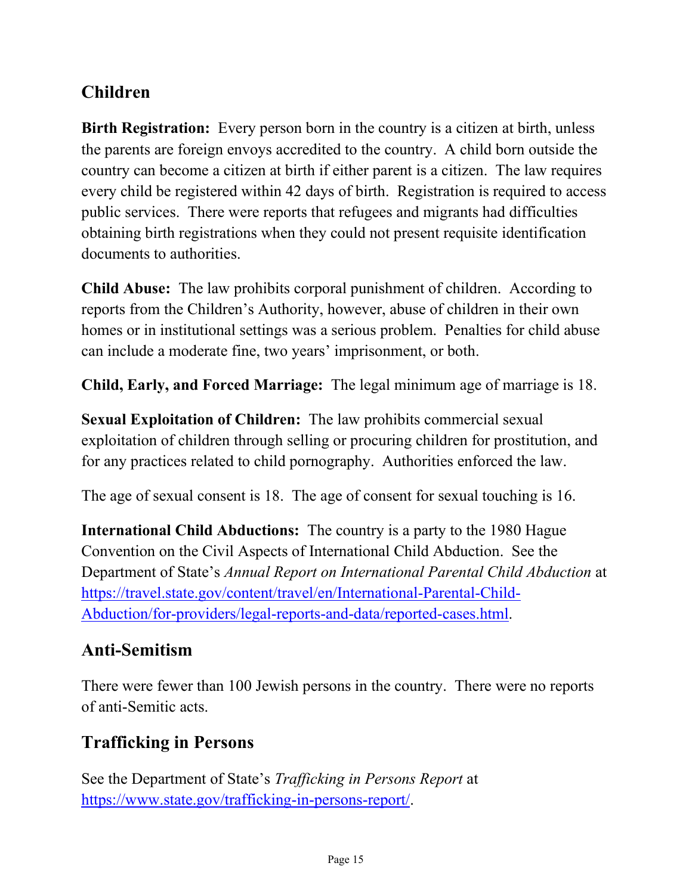## Children

**Birth Registration:** Every person born in the country is a citizen at birth, unless the parents are foreign envoys accredited to the country. A child born outside the country can become a citizen at birth if either parent is a citizen. The law requires every child be registered within 42 days of birth. Registration is required to access public services. There were reports that refugees and migrants had difficulties obtaining birth registrations when they could not present requisite identification documents to authorities.

**Child Abuse:** The law prohibits corporal punishment of children. According to reports from the Children's Authority, however, abuse of children in their own homes or in institutional settings was a serious problem. Penalties for child abuse can include a moderate fine, two years' imprisonment, or both.

**Child, Early, and Forced Marriage:** The legal minimum age of marriage is 18.

**Sexual Exploitation of Children:** The law prohibits commercial sexual exploitation of children through selling or procuring children for prostitution, and for any practices related to child pornography. Authorities enforced the law.

The age of sexual consent is 18. The age of consent for sexual touching is 16.

**International Child Abductions:** The country is a party to the 1980 Hague Convention on the Civil Aspects of International Child Abduction. See the Department of State's *Annual Report on International Parental Child Abduction* at [https://travel.state.gov/content/travel/en/International-Parental-Child-Abduction/for-providers/legal-reports-and-data/reported-cases.html](https://travel.state.gov/content/travel/en/International-Parental-Child-Abduction/for-providers/legal-reports-and-data/reported-cases.html).

## Anti-Semitism

There were fewer than 100 Jewish persons in the country. There were no reports of anti-Semitic acts.

## Trafficking in Persons

See the Department of State's *Trafficking in Persons Report* at [https://www.state.gov/trafficking-in-persons-report/](https://www.state.gov/trafficking-in-persons-report/).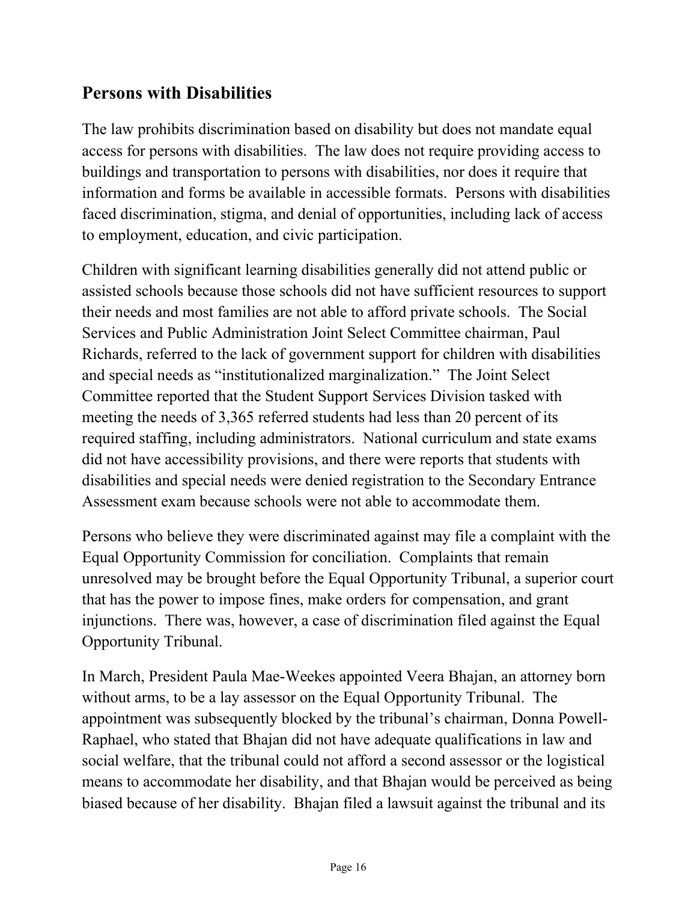## Persons with Disabilities

The law prohibits discrimination based on disability but does not mandate equal access for persons with disabilities. The law does not require providing access to buildings and transportation to persons with disabilities, nor does it require that information and forms be available in accessible formats. Persons with disabilities faced discrimination, stigma, and denial of opportunities, including lack of access to employment, education, and civic participation.

Children with significant learning disabilities generally did not attend public or assisted schools because those schools did not have sufficient resources to support their needs and most families are not able to afford private schools. The Social Services and Public Administration Joint Select Committee chairman, Paul Richards, referred to the lack of government support for children with disabilities and special needs as "institutionalized marginalization." The Joint Select Committee reported that the Student Support Services Division tasked with meeting the needs of 3,365 referred students had less than 20 percent of its required staffing, including administrators. National curriculum and state exams did not have accessibility provisions, and there were reports that students with disabilities and special needs were denied registration to the Secondary Entrance Assessment exam because schools were not able to accommodate them.

Persons who believe they were discriminated against may file a complaint with the Equal Opportunity Commission for conciliation. Complaints that remain unresolved may be brought before the Equal Opportunity Tribunal, a superior court that has the power to impose fines, make orders for compensation, and grant injunctions. There was, however, a case of discrimination filed against the Equal Opportunity Tribunal.

In March, President Paula Mae-Weekes appointed Veera Bhajan, an attorney born without arms, to be a lay assessor on the Equal Opportunity Tribunal. The appointment was subsequently blocked by the tribunal's chairman, Donna Powell-Raphael, who stated that Bhajan did not have adequate qualifications in law and social welfare, that the tribunal could not afford a second assessor or the logistical means to accommodate her disability, and that Bhajan would be perceived as being biased because of her disability. Bhajan filed a lawsuit against the tribunal and its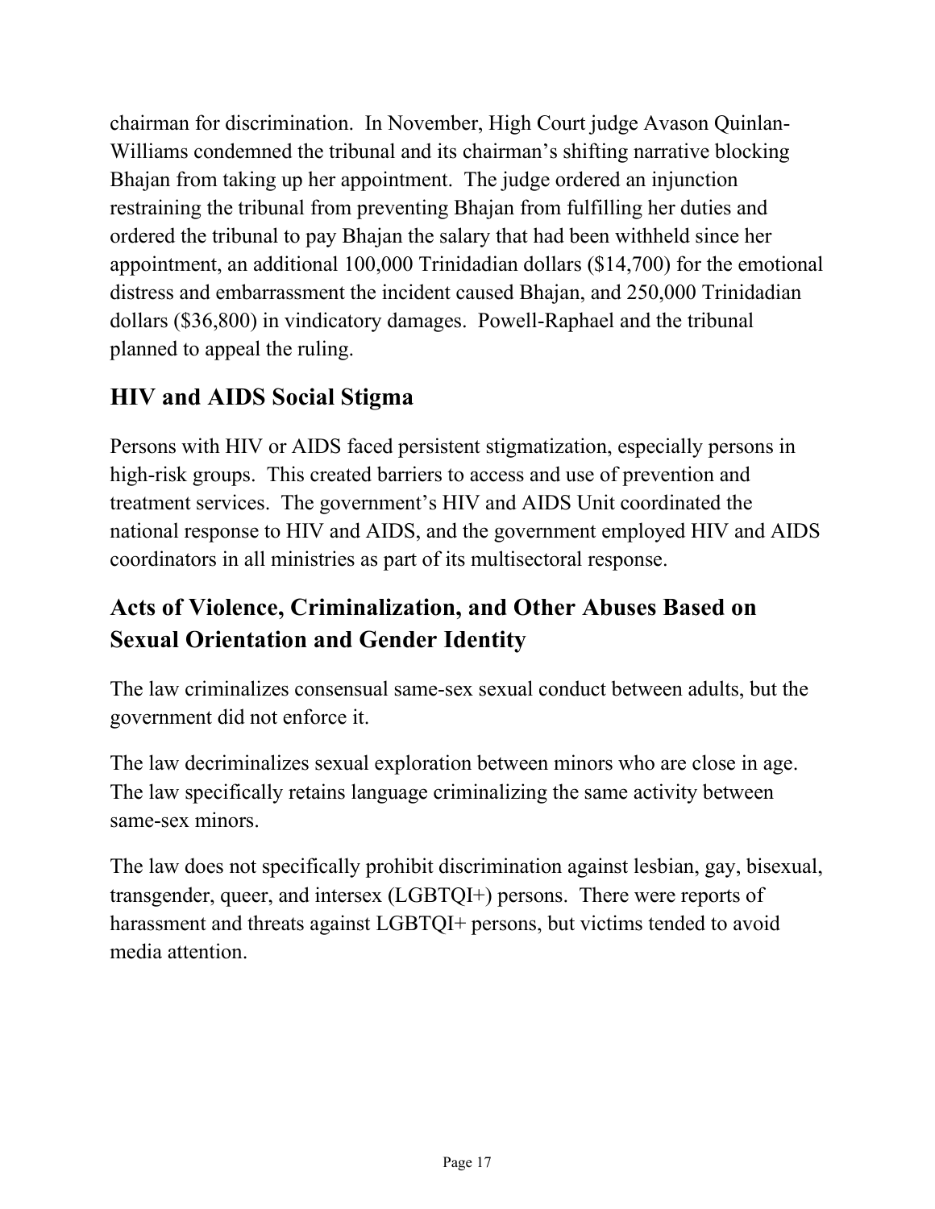chairman for discrimination. In November, High Court judge Avason Quinlan-Williams condemned the tribunal and its chairman's shifting narrative blocking Bhajan from taking up her appointment. The judge ordered an injunction restraining the tribunal from preventing Bhajan from fulfilling her duties and ordered the tribunal to pay Bhajan the salary that had been withheld since her appointment, an additional 100,000 Trinidadian dollars ($14,700) for the emotional distress and embarrassment the incident caused Bhajan, and 250,000 Trinidadian dollars ($36,800) in vindicatory damages. Powell-Raphael and the tribunal planned to appeal the ruling.

## HIV and AIDS Social Stigma

Persons with HIV or AIDS faced persistent stigmatization, especially persons in high-risk groups. This created barriers to access and use of prevention and treatment services. The government's HIV and AIDS Unit coordinated the national response to HIV and AIDS, and the government employed HIV and AIDS coordinators in all ministries as part of its multisectoral response.

## Acts of Violence, Criminalization, and Other Abuses Based on Sexual Orientation and Gender Identity

The law criminalizes consensual same-sex sexual conduct between adults, but the government did not enforce it.

The law decriminalizes sexual exploration between minors who are close in age. The law specifically retains language criminalizing the same activity between same-sex minors.

The law does not specifically prohibit discrimination against lesbian, gay, bisexual, transgender, queer, and intersex (LGBTQI+) persons. There were reports of harassment and threats against LGBTQI+ persons, but victims tended to avoid media attention.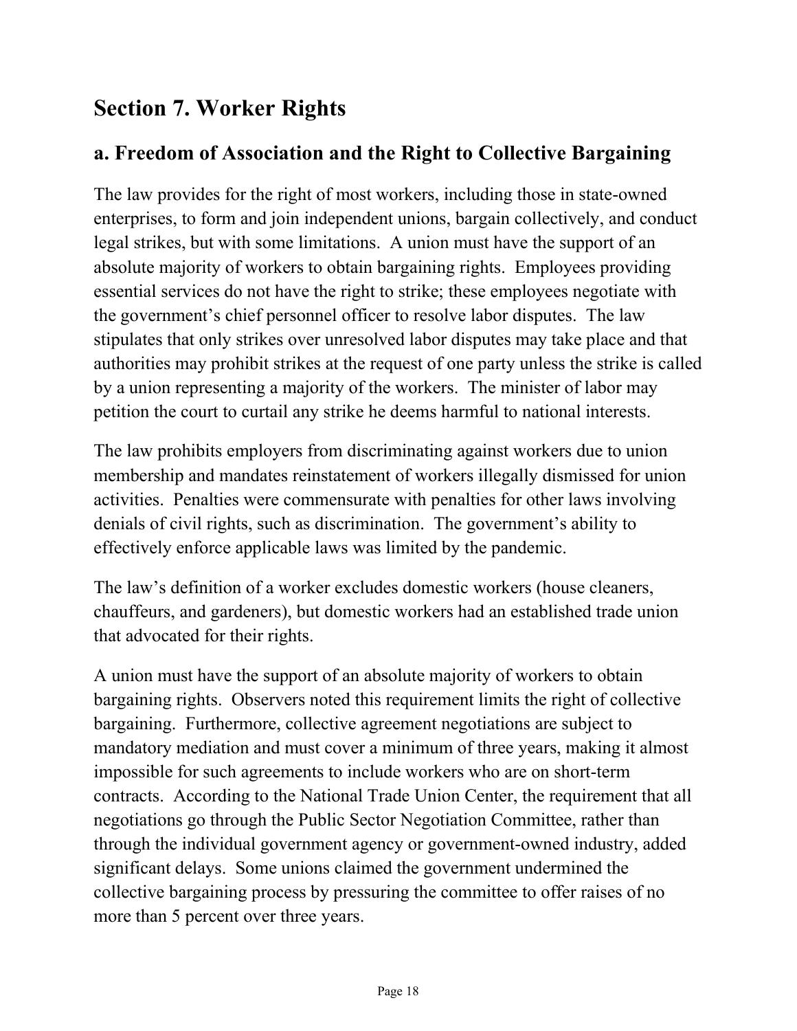## Section 7. Worker Rights

### a. Freedom of Association and the Right to Collective Bargaining

The law provides for the right of most workers, including those in state-owned enterprises, to form and join independent unions, bargain collectively, and conduct legal strikes, but with some limitations. A union must have the support of an absolute majority of workers to obtain bargaining rights. Employees providing essential services do not have the right to strike; these employees negotiate with the government's chief personnel officer to resolve labor disputes. The law stipulates that only strikes over unresolved labor disputes may take place and that authorities may prohibit strikes at the request of one party unless the strike is called by a union representing a majority of the workers. The minister of labor may petition the court to curtail any strike he deems harmful to national interests.

The law prohibits employers from discriminating against workers due to union membership and mandates reinstatement of workers illegally dismissed for union activities. Penalties were commensurate with penalties for other laws involving denials of civil rights, such as discrimination. The government's ability to effectively enforce applicable laws was limited by the pandemic.

The law's definition of a worker excludes domestic workers (house cleaners, chauffeurs, and gardeners), but domestic workers had an established trade union that advocated for their rights.

A union must have the support of an absolute majority of workers to obtain bargaining rights. Observers noted this requirement limits the right of collective bargaining. Furthermore, collective agreement negotiations are subject to mandatory mediation and must cover a minimum of three years, making it almost impossible for such agreements to include workers who are on short-term contracts. According to the National Trade Union Center, the requirement that all negotiations go through the Public Sector Negotiation Committee, rather than through the individual government agency or government-owned industry, added significant delays. Some unions claimed the government undermined the collective bargaining process by pressuring the committee to offer raises of no more than 5 percent over three years.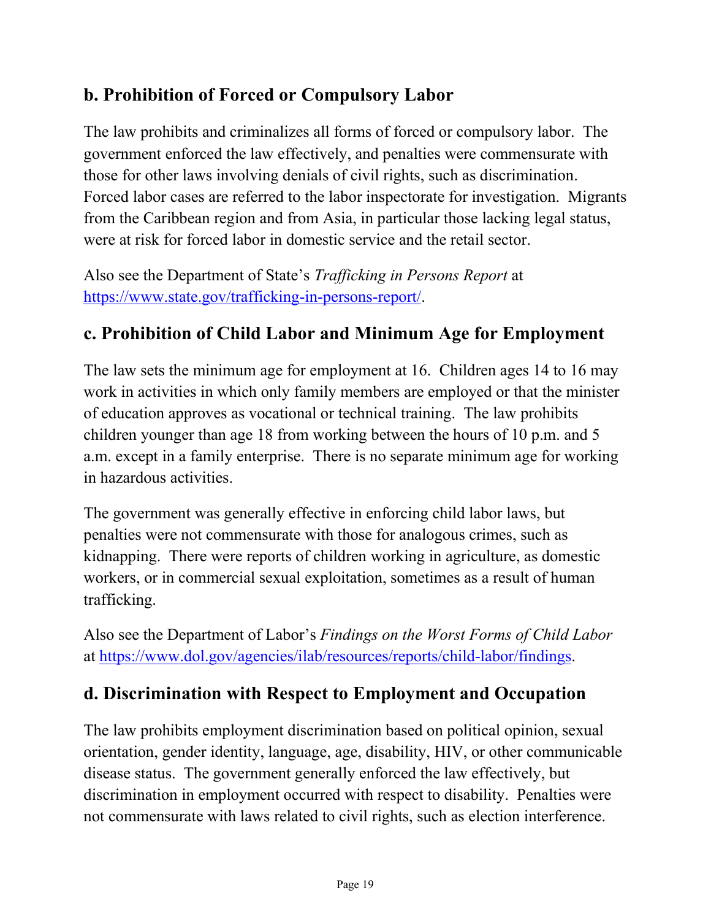## b. Prohibition of Forced or Compulsory Labor

The law prohibits and criminalizes all forms of forced or compulsory labor. The government enforced the law effectively, and penalties were commensurate with those for other laws involving denials of civil rights, such as discrimination. Forced labor cases are referred to the labor inspectorate for investigation. Migrants from the Caribbean region and from Asia, in particular those lacking legal status, were at risk for forced labor in domestic service and the retail sector.

Also see the Department of State's *Trafficking in Persons Report* at [https://www.state.gov/trafficking-in-persons-report/](https://www.state.gov/trafficking-in-persons-report/).

## c. Prohibition of Child Labor and Minimum Age for Employment

The law sets the minimum age for employment at 16. Children ages 14 to 16 may work in activities in which only family members are employed or that the minister of education approves as vocational or technical training. The law prohibits children younger than age 18 from working between the hours of 10 p.m. and 5 a.m. except in a family enterprise. There is no separate minimum age for working in hazardous activities.

The government was generally effective in enforcing child labor laws, but penalties were not commensurate with those for analogous crimes, such as kidnapping. There were reports of children working in agriculture, as domestic workers, or in commercial sexual exploitation, sometimes as a result of human trafficking.

Also see the Department of Labor's *Findings on the Worst Forms of Child Labor* at [https://www.dol.gov/agencies/ilab/resources/reports/child-labor/findings](https://www.dol.gov/agencies/ilab/resources/reports/child-labor/findings).

## d. Discrimination with Respect to Employment and Occupation

The law prohibits employment discrimination based on political opinion, sexual orientation, gender identity, language, age, disability, HIV, or other communicable disease status. The government generally enforced the law effectively, but discrimination in employment occurred with respect to disability. Penalties were not commensurate with laws related to civil rights, such as election interference.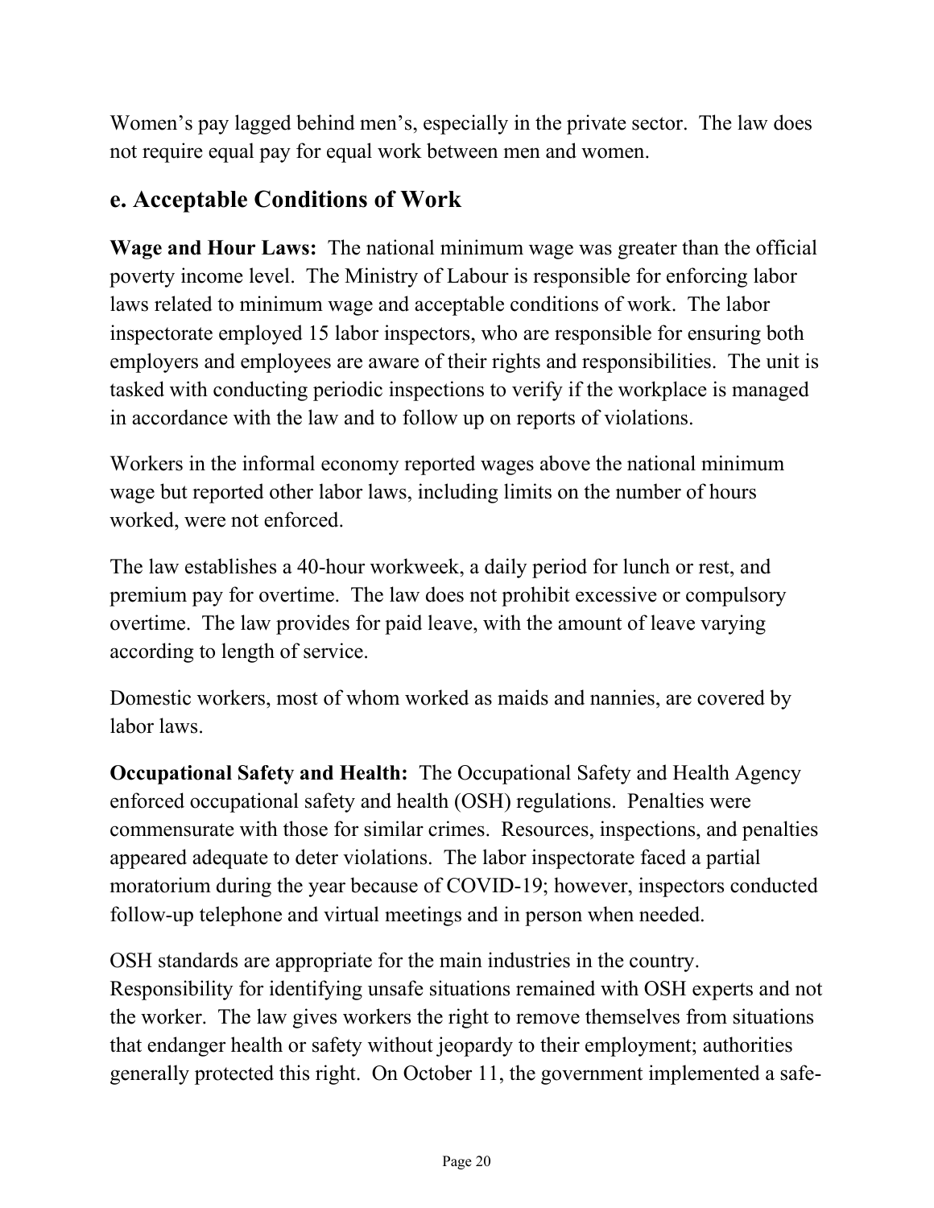Women's pay lagged behind men's, especially in the private sector. The law does not require equal pay for equal work between men and women.

## e. Acceptable Conditions of Work

**Wage and Hour Laws:** The national minimum wage was greater than the official poverty income level. The Ministry of Labour is responsible for enforcing labor laws related to minimum wage and acceptable conditions of work. The labor inspectorate employed 15 labor inspectors, who are responsible for ensuring both employers and employees are aware of their rights and responsibilities. The unit is tasked with conducting periodic inspections to verify if the workplace is managed in accordance with the law and to follow up on reports of violations.

Workers in the informal economy reported wages above the national minimum wage but reported other labor laws, including limits on the number of hours worked, were not enforced.

The law establishes a 40-hour workweek, a daily period for lunch or rest, and premium pay for overtime. The law does not prohibit excessive or compulsory overtime. The law provides for paid leave, with the amount of leave varying according to length of service.

Domestic workers, most of whom worked as maids and nannies, are covered by labor laws.

**Occupational Safety and Health:** The Occupational Safety and Health Agency enforced occupational safety and health (OSH) regulations. Penalties were commensurate with those for similar crimes. Resources, inspections, and penalties appeared adequate to deter violations. The labor inspectorate faced a partial moratorium during the year because of COVID-19; however, inspectors conducted follow-up telephone and virtual meetings and in person when needed.

OSH standards are appropriate for the main industries in the country. Responsibility for identifying unsafe situations remained with OSH experts and not the worker. The law gives workers the right to remove themselves from situations that endanger health or safety without jeopardy to their employment; authorities generally protected this right. On October 11, the government implemented a safe-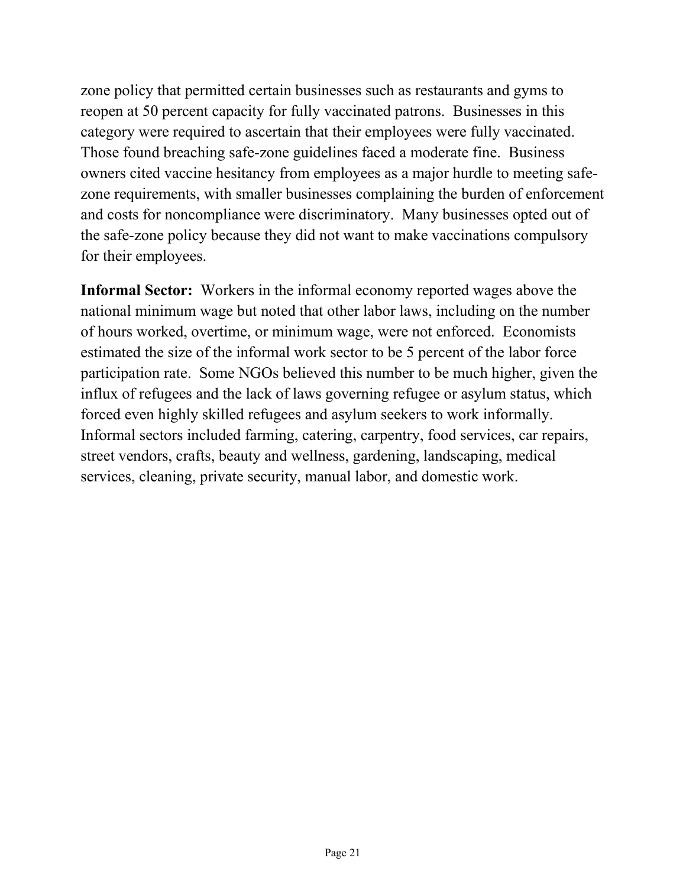zone policy that permitted certain businesses such as restaurants and gyms to reopen at 50 percent capacity for fully vaccinated patrons. Businesses in this category were required to ascertain that their employees were fully vaccinated. Those found breaching safe-zone guidelines faced a moderate fine. Business owners cited vaccine hesitancy from employees as a major hurdle to meeting safe-zone requirements, with smaller businesses complaining the burden of enforcement and costs for noncompliance were discriminatory. Many businesses opted out of the safe-zone policy because they did not want to make vaccinations compulsory for their employees.

**Informal Sector:** Workers in the informal economy reported wages above the national minimum wage but noted that other labor laws, including on the number of hours worked, overtime, or minimum wage, were not enforced. Economists estimated the size of the informal work sector to be 5 percent of the labor force participation rate. Some NGOs believed this number to be much higher, given the influx of refugees and the lack of laws governing refugee or asylum status, which forced even highly skilled refugees and asylum seekers to work informally. Informal sectors included farming, catering, carpentry, food services, car repairs, street vendors, crafts, beauty and wellness, gardening, landscaping, medical services, cleaning, private security, manual labor, and domestic work.